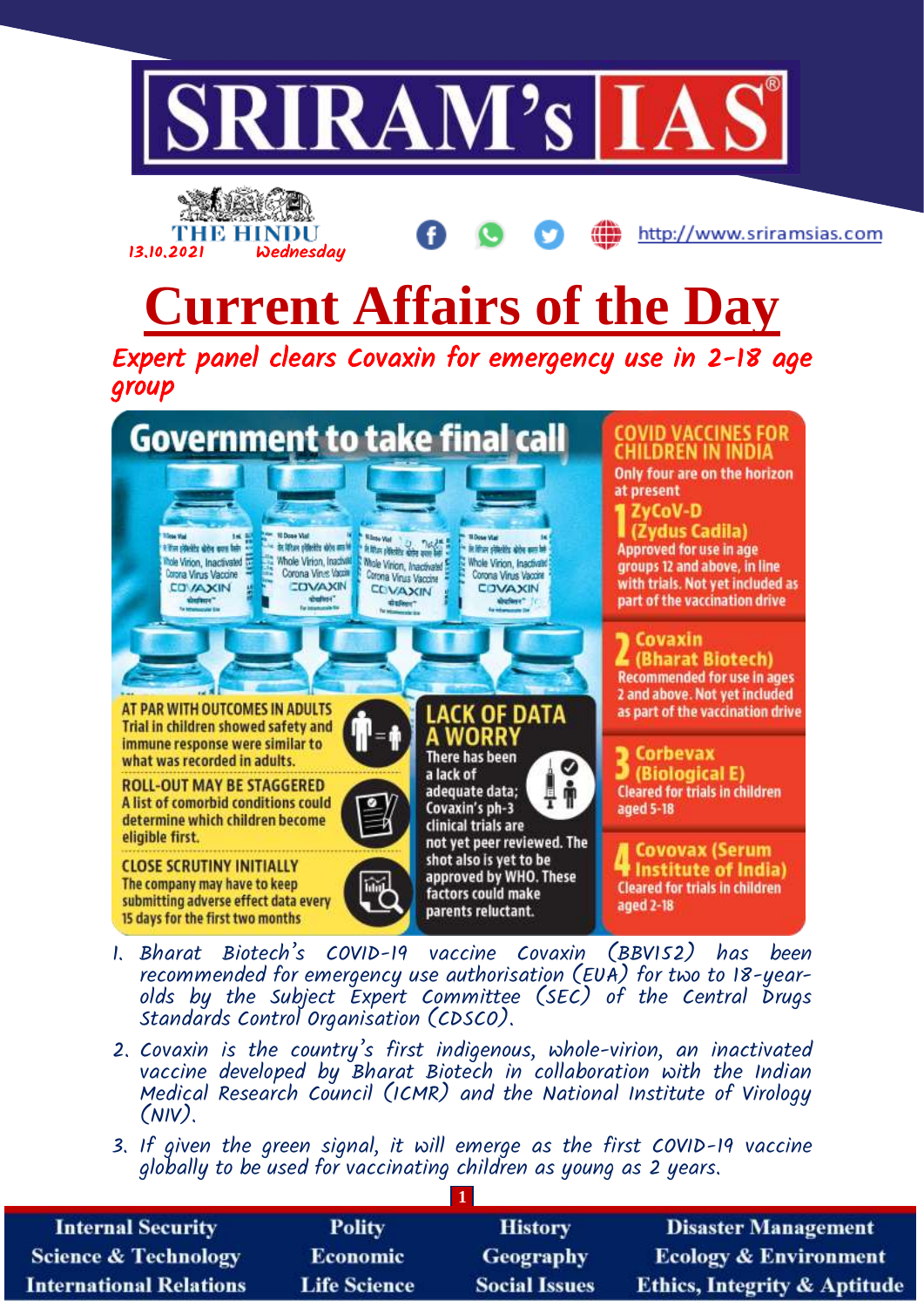# SRIRAM's IAS

THE HINDU 13.10.2021 Wednesday

http://www.sriramsias.com

# Current Affairs of the Day

## Expert panel clears Covaxin for emergency use in 2-18 age group

### Government to take final call

**AT PAR WITH OUTCOMES IN ADULTS**
Trial in children showed safety and immune response were similar to what was recorded in adults.

**ROLL-OUT MAY BE STAGGERED**
A list of comorbid conditions could determine which children become eligible first.

**CLOSE SCRUTINY INITIALLY**
The company may have to keep submitting adverse effect data every 15 days for the first two months

**LACK OF DATA A WORRY**
There has been a lack of adequate data; Covaxin's ph-3 clinical trials are not yet peer reviewed. The shot also is yet to be approved by WHO. These factors could make parents reluctant.

**COVID VACCINES FOR CHILDREN IN INDIA**
Only four are on the horizon at present

1. **ZyCoV-D (Zydus Cadila)** Approved for use in age groups 12 and above, in line with trials. Not yet included as part of the vaccination drive
2. **Covaxin (Bharat Biotech)** Recommended for use in ages 2 and above. Not yet included as part of the vaccination drive
3. **Corbevax (Biological E)** Cleared for trials in children aged 5-18
4. **Covovax (Serum Institute of India)** Cleared for trials in children aged 2-18

1. Bharat Biotech's COVID-19 vaccine Covaxin (BBV152) has been recommended for emergency use authorisation (EUA) for two to 18-year-olds by the Subject Expert Committee (SEC) of the Central Drugs Standards Control Organisation (CDSCO).
2. Covaxin is the country's first indigenous, whole-virion, an inactivated vaccine developed by Bharat Biotech in collaboration with the Indian Medical Research Council (ICMR) and the National Institute of Virology (NIV).
3. If given the green signal, it will emerge as the first COVID-19 vaccine globally to be used for vaccinating children as young as 2 years.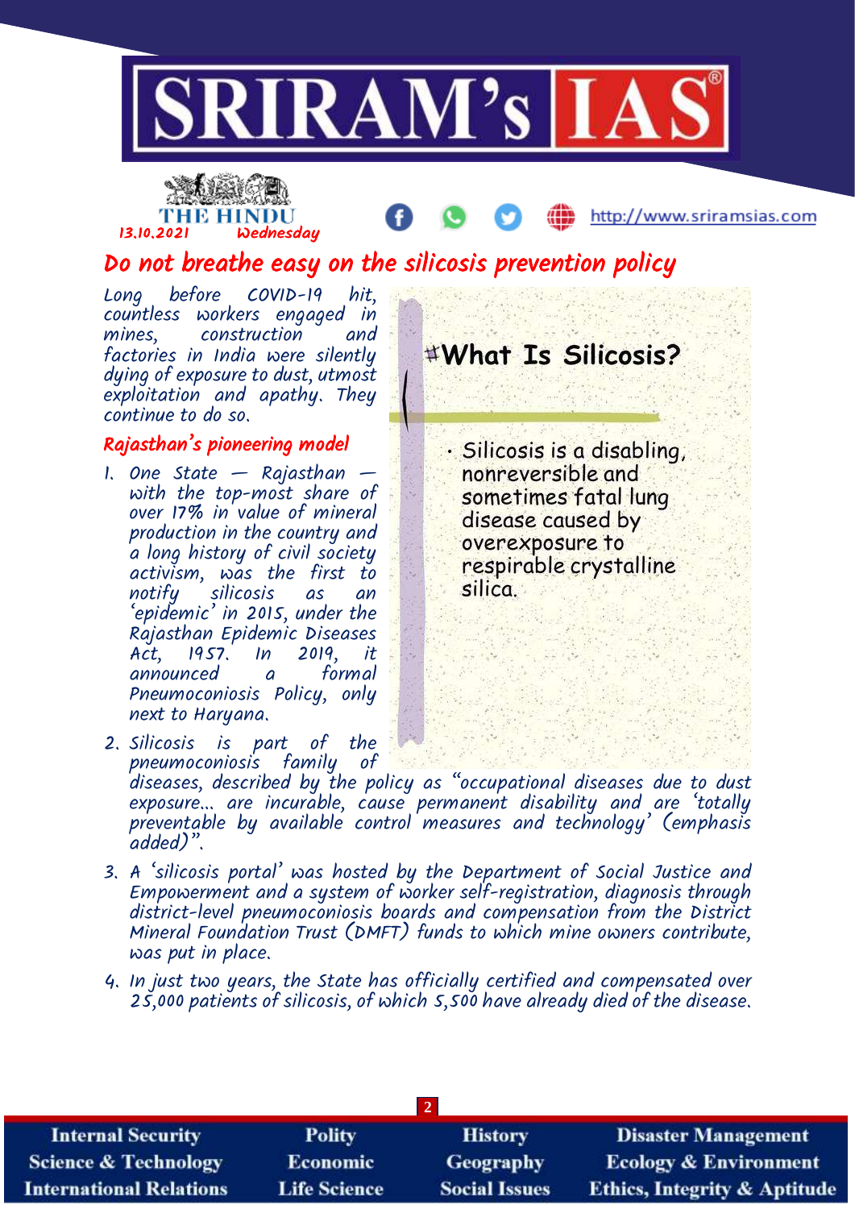THE HINDU
13.10.2021 Wednesday

# Do not breathe easy on the silicosis prevention policy

Long before COVID-19 hit, countless workers engaged in mines, construction and factories in India were silently dying of exposure to dust, utmost exploitation and apathy. They continue to do so.

## Rajasthan's pioneering model

1. One State — Rajasthan — with the top-most share of over 17% in value of mineral production in the country and a long history of civil society activism, was the first to notify silicosis as an 'epidemic' in 2015, under the Rajasthan Epidemic Diseases Act, 1957. In 2019, it announced a formal Pneumoconiosis Policy, only next to Haryana.
2. Silicosis is part of the pneumoconiosis family of diseases, described by the policy as "occupational diseases due to dust exposure... are incurable, cause permanent disability and are 'totally preventable by available control measures and technology' (emphasis added)".
3. A 'silicosis portal' was hosted by the Department of Social Justice and Empowerment and a system of worker self-registration, diagnosis through district-level pneumoconiosis boards and compensation from the District Mineral Foundation Trust (DMFT) funds to which mine owners contribute, was put in place.
4. In just two years, the State has officially certified and compensated over 25,000 patients of silicosis, of which 5,500 have already died of the disease.

### What Is Silicosis?

- Silicosis is a disabling, nonreversible and sometimes fatal lung disease caused by overexposure to respirable crystalline silica.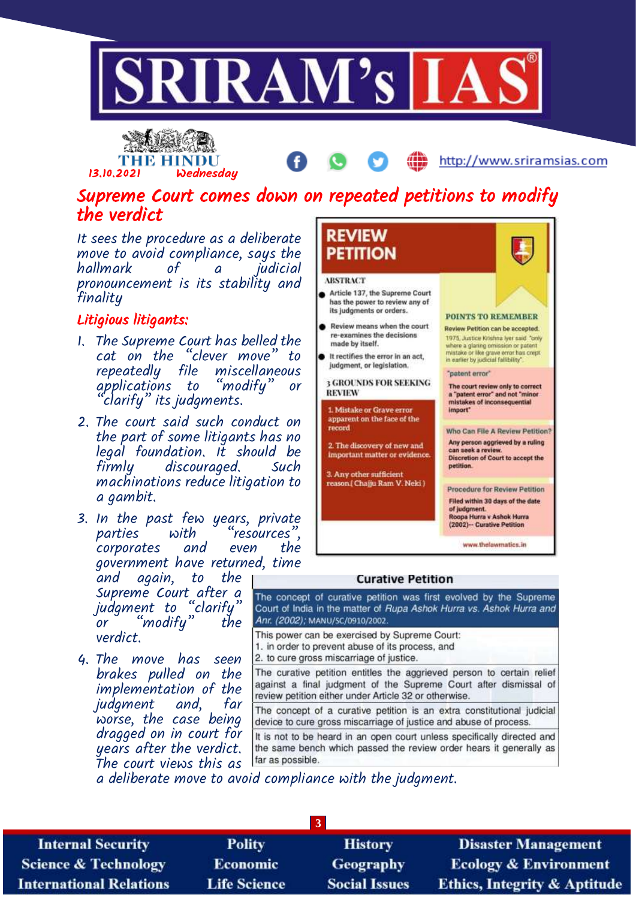THE HINDU
13.10.2021 Wednesday

# Supreme Court comes down on repeated petitions to modify the verdict

*It sees the procedure as a deliberate move to avoid compliance, says the hallmark of a judicial pronouncement is its stability and finality*

## Litigious litigants:

1. The Supreme Court has belled the cat on the "clever move" to repeatedly file miscellaneous applications to "modify" or "clarify" its judgments.
2. The court said such conduct on the part of some litigants has no legal foundation. It should be firmly discouraged. Such machinations reduce litigation to a gambit.
3. In the past few years, private parties with "resources", corporates and even the government have returned, time and again, to the Supreme Court after a judgment to "clarify" or "modify" the verdict.
4. The move has seen brakes pulled on the implementation of the judgment and, far worse, the case being dragged on in court for years after the verdict. The court views this as a deliberate move to avoid compliance with the judgment.

## REVIEW PETITION

**ABSTRACT**

- Article 137, the Supreme Court has the power to review any of its judgments or orders.
- Review means when the court re-examines the decisions made by itself.
- It rectifies the error in an act, judgment, or legislation.

**3 GROUNDS FOR SEEKING REVIEW**

1. Mistake or Grave error apparent on the face of the record
2. The discovery of new and important matter or evidence.
3. Any other sufficient reason.( Chajju Ram V. Neki )

**POINTS TO REMEMBER**

Review Petition can be accepted.
1975, Justice Krishna Iyer said "only where a glaring omission or patent mistake or like grave error has crept in earlier by judicial fallibility".

"patent error"
The court review only to correct a "patent error" and not "minor mistakes of inconsequential import"

**Who Can File A Review Petition?**
Any person aggrieved by a ruling can seek a review. Discretion of Court to accept the petition.

**Procedure for Review Petition**
Filed within 30 days of the date of judgment.
Roopa Hurra v Ashok Hurra (2002)-- Curative Petition

www.thelawmatics.in

## Curative Petition

| Curative Petition |
|---|
| The concept of curative petition was first evolved by the Supreme Court of India in the matter of *Rupa Ashok Hurra vs. Ashok Hurra and Anr. (2002)*; MANU/SC/0910/2002. |
| This power can be exercised by Supreme Court: 1. in order to prevent abuse of its process, and 2. to cure gross miscarriage of justice. |
| The curative petition entitles the aggrieved person to certain relief against a final judgment of the Supreme Court after dismissal of review petition either under Article 32 or otherwise. |
| The concept of a curative petition is an extra constitutional judicial device to cure gross miscarriage of justice and abuse of process. |
| It is not to be heard in an open court unless specifically directed and the same bench which passed the review order hears it generally as far as possible. |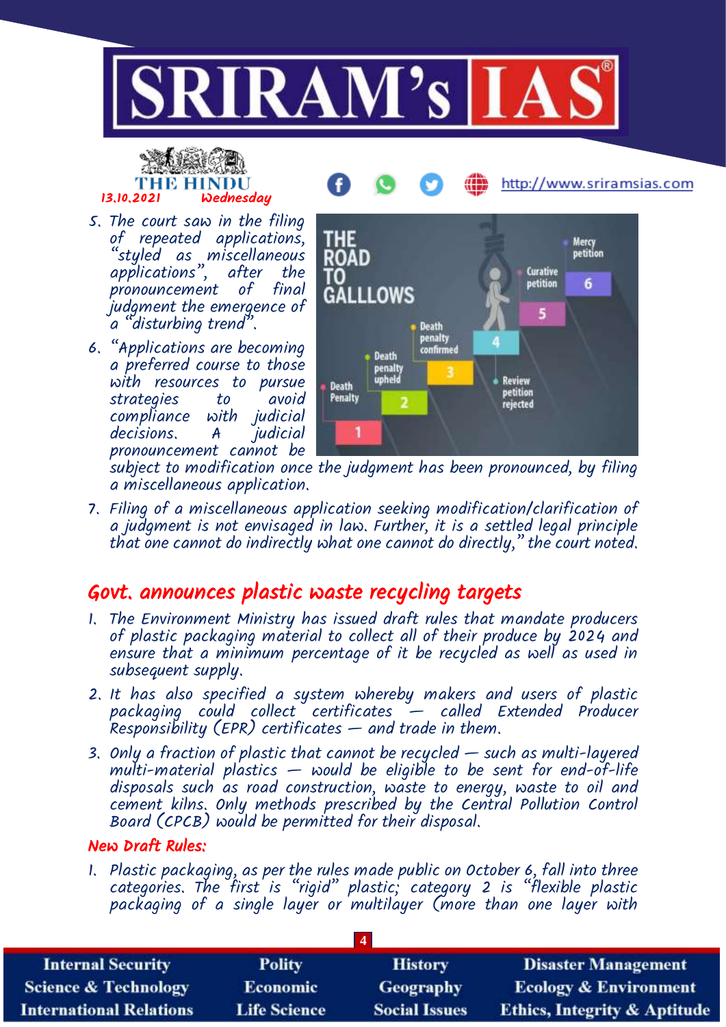5. The court saw in the filing of repeated applications, "styled as miscellaneous applications", after the pronouncement of final judgment the emergence of a "disturbing trend".
6. "Applications are becoming a preferred course to those with resources to pursue strategies to avoid compliance with judicial decisions. A judicial pronouncement cannot be subject to modification once the judgment has been pronounced, by filing a miscellaneous application.
7. Filing of a miscellaneous application seeking modification/clarification of a judgment is not envisaged in law. Further, it is a settled legal principle that one cannot do indirectly what one cannot do directly," the court noted.

## Govt. announces plastic waste recycling targets

1. The Environment Ministry has issued draft rules that mandate producers of plastic packaging material to collect all of their produce by 2024 and ensure that a minimum percentage of it be recycled as well as used in subsequent supply.
2. It has also specified a system whereby makers and users of plastic packaging could collect certificates — called Extended Producer Responsibility (EPR) certificates — and trade in them.
3. Only a fraction of plastic that cannot be recycled — such as multi-layered multi-material plastics — would be eligible to be sent for end-of-life disposals such as road construction, waste to energy, waste to oil and cement kilns. Only methods prescribed by the Central Pollution Control Board (CPCB) would be permitted for their disposal.

### New Draft Rules:

1. Plastic packaging, as per the rules made public on October 6, fall into three categories. The first is "rigid" plastic; category 2 is "flexible plastic packaging of a single layer or multilayer (more than one layer with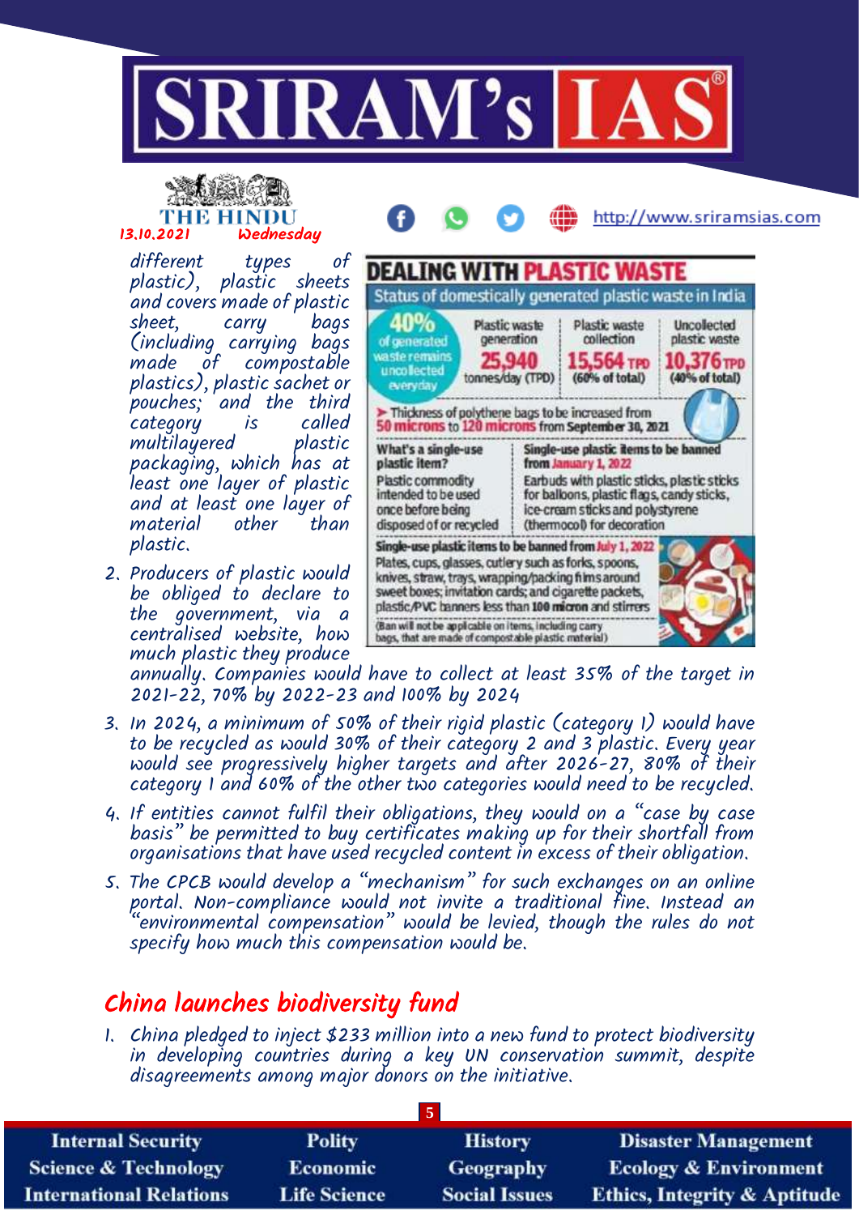different types of plastic), plastic sheets and covers made of plastic sheet, carry bags (including carrying bags made of compostable plastics), plastic sachet or pouches; and the third category is called multilayered plastic packaging, which has at least one layer of plastic and at least one layer of material other than plastic.

2. Producers of plastic would be obliged to declare to the government, via a centralised website, how much plastic they produce annually. Companies would have to collect at least 35% of the target in 2021-22, 70% by 2022-23 and 100% by 2024
3. In 2024, a minimum of 50% of their rigid plastic (category 1) would have to be recycled as would 30% of their category 2 and 3 plastic. Every year would see progressively higher targets and after 2026-27, 80% of their category 1 and 60% of the other two categories would need to be recycled.
4. If entities cannot fulfil their obligations, they would on a "case by case basis" be permitted to buy certificates making up for their shortfall from organisations that have used recycled content in excess of their obligation.
5. The CPCB would develop a "mechanism" for such exchanges on an online portal. Non-compliance would not invite a traditional fine. Instead an "environmental compensation" would be levied, though the rules do not specify how much this compensation would be.

**DEALING WITH PLASTIC WASTE**

Status of domestically generated plastic waste in India

40% of generated waste remains uncollected everyday

| Plastic waste generation | Plastic waste collection | Uncollected plastic waste |
|---|---|---|
| 25,940 tonnes/day (TPD) | 15,564 TPD (60% of total) | 10,376 TPD (40% of total) |

➤ Thickness of polythene bags to be increased from 50 microns to 120 microns from September 30, 2021

| What's a single-use plastic item? | Single-use plastic items to be banned from January 1, 2022 |
|---|---|
| Plastic commodity intended to be used once before being disposed of or recycled | Earbuds with plastic sticks, plastic sticks for balloons, plastic flags, candy sticks, ice-cream sticks and polystyrene (thermocol) for decoration |

**Single-use plastic items to be banned from July 1, 2022**

Plates, cups, glasses, cutlery such as forks, spoons, knives, straw, trays, wrapping/packing films around sweet boxes; invitation cards; and cigarette packets, plastic/PVC banners less than 100 micron and stirrers

(Ban will not be applicable on items, including carry bags, that are made of compostable plastic material)

## China launches biodiversity fund

1. China pledged to inject $233 million into a new fund to protect biodiversity in developing countries during a key UN conservation summit, despite disagreements among major donors on the initiative.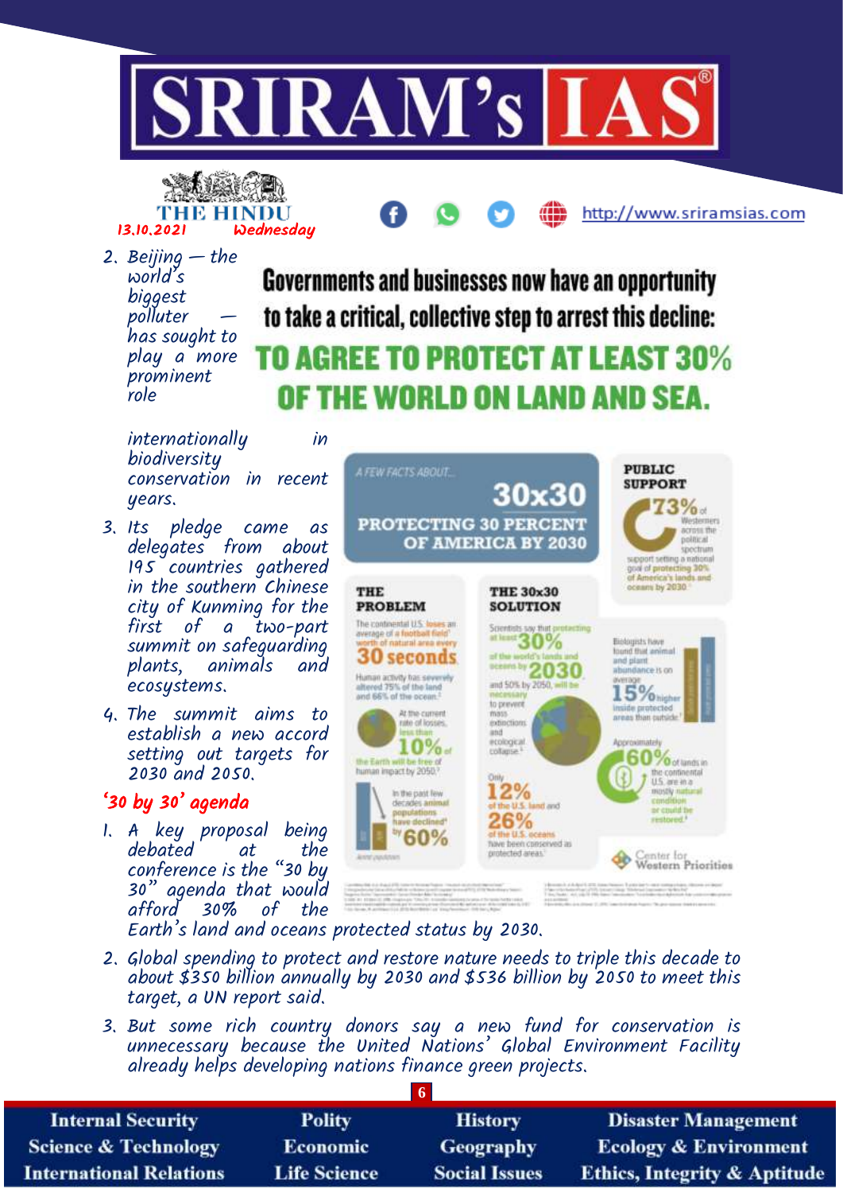THE HINDU 13.10.2021 Wednesday

2. Beijing — the world's biggest polluter — has sought to play a more prominent role internationally in biodiversity conservation in recent years.

**Governments and businesses now have an opportunity to take a critical, collective step to arrest this decline:**

**TO AGREE TO PROTECT AT LEAST 30% OF THE WORLD ON LAND AND SEA.**

3. Its pledge came as delegates from about 195 countries gathered in the southern Chinese city of Kunming for the first of a two-part summit on safeguarding plants, animals and ecosystems.
4. The summit aims to establish a new accord setting out targets for 2030 and 2050.

## '30 by 30' agenda

A FEW FACTS ABOUT...

**30x30**

**PROTECTING 30 PERCENT OF AMERICA BY 2030**

**PUBLIC SUPPORT**

73% of Westerners across the political spectrum support setting a national goal of protecting 30% of America's lands and oceans by 2030.

**THE PROBLEM**

The continental U.S. loses an average of a football field' worth of natural area every 30 seconds

Human activity has severely altered 75% of the land and 66% of the ocean.

At the current rate of losses, less than 10% of the Earth will be free of human impact by 2050.

In the past few decades animal populations have declined by 60%

**THE 30x30 SOLUTION**

Scientists say that protecting at least 30% of the world's lands and oceans by 2030 and 50% by 2050, will be necessary to prevent mass extinctions and ecological collapse.

Only 12% of the U.S. land and 26% of the U.S. oceans have been conserved as protected areas.

Biologists have found that animal and plant abundance is on average 15% higher inside protected areas than outside.

Approximately 60% of lands in the continental U.S. are in a mostly natural condition or could be restored.

Center for Western Priorities

1. A key proposal being debated at the conference is the "30 by 30" agenda that would afford 30% of the Earth's land and oceans protected status by 2030.
2. Global spending to protect and restore nature needs to triple this decade to about $350 billion annually by 2030 and $536 billion by 2050 to meet this target, a UN report said.
3. But some rich country donors say a new fund for conservation is unnecessary because the United Nations' Global Environment Facility already helps developing nations finance green projects.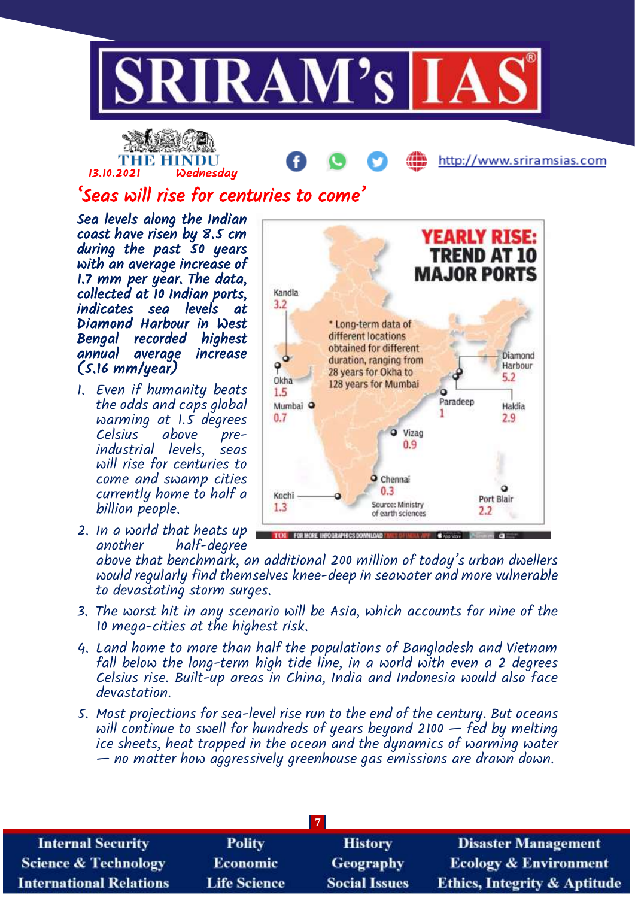THE HINDU
13.10.2021 Wednesday

## 'Seas will rise for centuries to come'

*Sea levels along the Indian coast have risen by 8.5 cm during the past 50 years with an average increase of 1.7 mm per year. The data, collected at 10 Indian ports, indicates sea levels at Diamond Harbour in West Bengal recorded highest annual average increase (5.16 mm/year)*

**YEARLY RISE: TREND AT 10 MAJOR PORTS**

| Port | Yearly rise |
|---|---|
| Kandla | 3.2 |
| Okha | 1.5 |
| Mumbai | 0.7 |
| Kochi | 1.3 |
| Chennai | 0.3 |
| Vizag | 0.9 |
| Paradeep | 1 |
| Diamond Harbour | 5.2 |
| Haldia | 2.9 |
| Port Blair | 2.2 |

\* Long-term data of different locations obtained for different duration, ranging from 28 years for Okha to 128 years for Mumbai

Source: Ministry of earth sciences

1. Even if humanity beats the odds and caps global warming at 1.5 degrees Celsius above pre-industrial levels, seas will rise for centuries to come and swamp cities currently home to half a billion people.
2. In a world that heats up another half-degree above that benchmark, an additional 200 million of today's urban dwellers would regularly find themselves knee-deep in seawater and more vulnerable to devastating storm surges.
3. The worst hit in any scenario will be Asia, which accounts for nine of the 10 mega-cities at the highest risk.
4. Land home to more than half the populations of Bangladesh and Vietnam fall below the long-term high tide line, in a world with even a 2 degrees Celsius rise. Built-up areas in China, India and Indonesia would also face devastation.
5. Most projections for sea-level rise run to the end of the century. But oceans will continue to swell for hundreds of years beyond 2100 — fed by melting ice sheets, heat trapped in the ocean and the dynamics of warming water — no matter how aggressively greenhouse gas emissions are drawn down.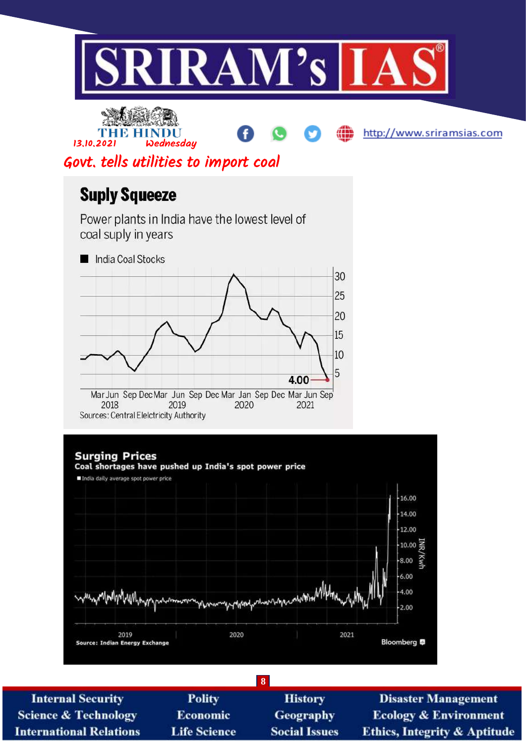# Govt. tells utilities to import coal

## Suply Squeeze

Power plants in India have the lowest level of coal suply in years

■ India Coal Stocks

30
25
20
15
10
5

4.00

Mar Jun Sep Dec Mar Jun Sep Dec Mar Jan Sep Dec Mar Jun Sep
2018 2019 2020 2021

Sources: Central Elelctricity Authority

## Surging Prices

**Coal shortages have pushed up India's spot power price**

■ India daily average spot power price

16.00
14.00
12.00
10.00
8.00
6.00
4.00
2.00

INR/Kwh

2019 2020 2021

Source: Indian Energy Exchange

Bloomberg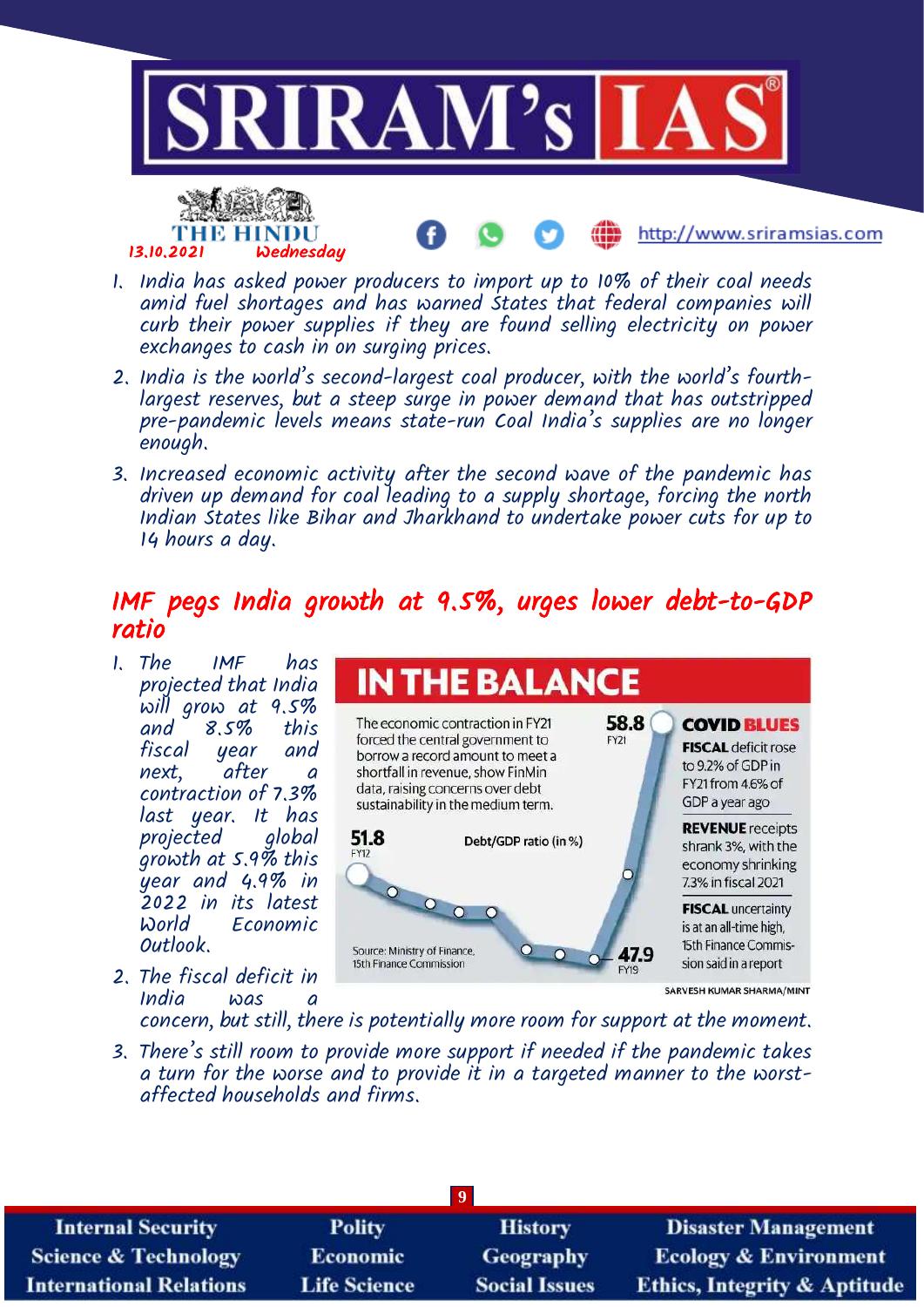13.10.2021 Wednesday

1. India has asked power producers to import up to 10% of their coal needs amid fuel shortages and has warned States that federal companies will curb their power supplies if they are found selling electricity on power exchanges to cash in on surging prices.
2. India is the world's second-largest coal producer, with the world's fourth-largest reserves, but a steep surge in power demand that has outstripped pre-pandemic levels means state-run Coal India's supplies are no longer enough.
3. Increased economic activity after the second wave of the pandemic has driven up demand for coal leading to a supply shortage, forcing the north Indian States like Bihar and Jharkhand to undertake power cuts for up to 14 hours a day.

## IMF pegs India growth at 9.5%, urges lower debt-to-GDP ratio

1. The IMF has projected that India will grow at 9.5% and 8.5% this fiscal year and next, after a contraction of 7.3% last year. It has projected global growth at 5.9% this year and 4.9% in 2022 in its latest World Economic Outlook.

**IN THE BALANCE**

The economic contraction in FY21 forced the central government to borrow a record amount to meet a shortfall in revenue, show FinMin data, raising concerns over debt sustainability in the medium term.

Debt/GDP ratio (in %): 51.8 (FY12), 47.9 (FY19), 58.8 (FY21)

**COVID BLUES**

**FISCAL** deficit rose to 9.2% of GDP in FY21 from 4.6% of GDP a year ago

**REVENUE** receipts shrank 3%, with the economy shrinking 7.3% in fiscal 2021

**FISCAL** uncertainty is at an all-time high, 15th Finance Commission said in a report

Source: Ministry of Finance, 15th Finance Commission

SARVESH KUMAR SHARMA/MINT

2. The fiscal deficit in India was a concern, but still, there is potentially more room for support at the moment.
3. There's still room to provide more support if needed if the pandemic takes a turn for the worse and to provide it in a targeted manner to the worst-affected households and firms.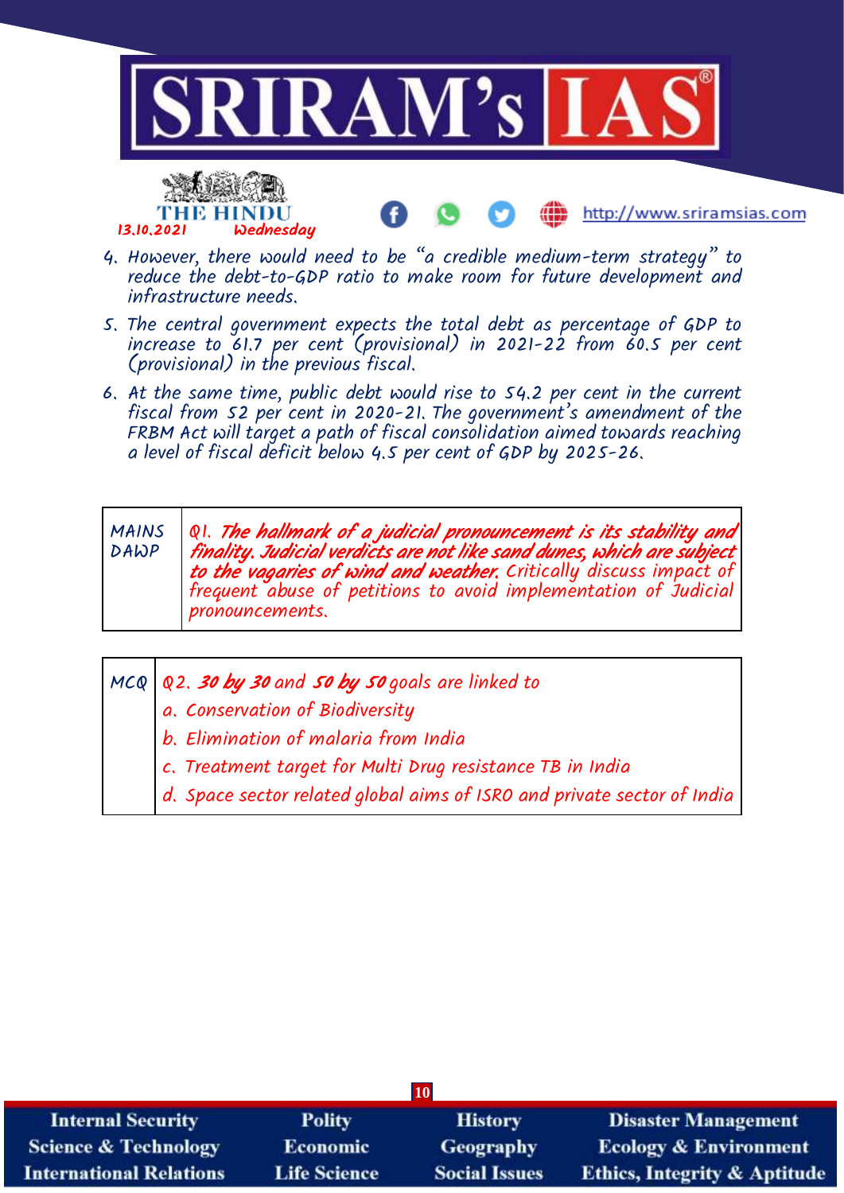4. However, there would need to be "a credible medium-term strategy" to reduce the debt-to-GDP ratio to make room for future development and infrastructure needs.
5. The central government expects the total debt as percentage of GDP to increase to 61.7 per cent (provisional) in 2021-22 from 60.5 per cent (provisional) in the previous fiscal.
6. At the same time, public debt would rise to 54.2 per cent in the current fiscal from 52 per cent in 2020-21. The government's amendment of the FRBM Act will target a path of fiscal consolidation aimed towards reaching a level of fiscal deficit below 4.5 per cent of GDP by 2025-26.

| | |
|---|---|
| MAINS DAWP | Q1. ***The hallmark of a judicial pronouncement is its stability and finality. Judicial verdicts are not like sand dunes, which are subject to the vagaries of wind and weather.*** Critically discuss impact of frequent abuse of petitions to avoid implementation of Judicial pronouncements. |

| | |
|---|---|
| MCQ | Q2. ***30 by 30*** and ***50 by 50*** goals are linked to<br>a. Conservation of Biodiversity<br>b. Elimination of malaria from India<br>c. Treatment target for Multi Drug resistance TB in India<br>d. Space sector related global aims of ISRO and private sector of India |